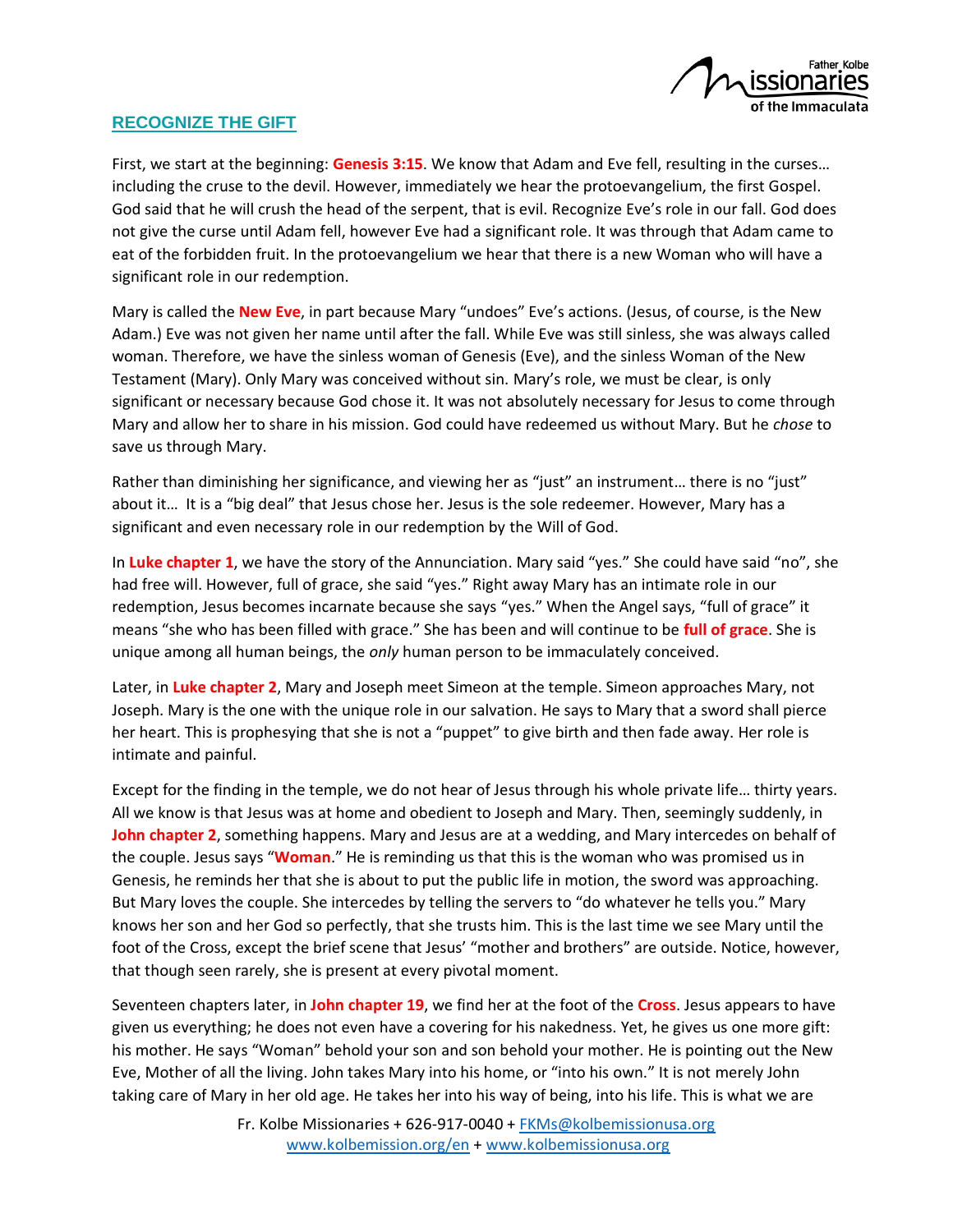## RECOGNIZE THE GIFT

First, we start at the beginning: **Genesis 3:15**. We know that Adam and Eve fell, resulting in the curses… including the cruse to the devil. However, immediately we hear the protoevangelium, the first Gospel. God said that he will crush the head of the serpent, that is evil. Recognize Eve's role in our fall. God does not give the curse until Adam fell, however Eve had a significant role. It was through that Adam came to eat of the forbidden fruit. In the protoevangelium we hear that there is a new Woman who will have a significant role in our redemption.

Mary is called the **New Eve**, in part because Mary "undoes" Eve's actions. (Jesus, of course, is the New Adam.) Eve was not given her name until after the fall. While Eve was still sinless, she was always called woman. Therefore, we have the sinless woman of Genesis (Eve), and the sinless Woman of the New Testament (Mary). Only Mary was conceived without sin. Mary's role, we must be clear, is only significant or necessary because God chose it. It was not absolutely necessary for Jesus to come through Mary and allow her to share in his mission. God could have redeemed us without Mary. But he *chose* to save us through Mary.

Rather than diminishing her significance, and viewing her as "just" an instrument… there is no "just" about it… It is a "big deal" that Jesus chose her. Jesus is the sole redeemer. However, Mary has a significant and even necessary role in our redemption by the Will of God.

In **Luke chapter 1**, we have the story of the Annunciation. Mary said "yes." She could have said "no", she had free will. However, full of grace, she said "yes." Right away Mary has an intimate role in our redemption, Jesus becomes incarnate because she says "yes." When the Angel says, "full of grace" it means "she who has been filled with grace." She has been and will continue to be **full of grace**. She is unique among all human beings, the *only* human person to be immaculately conceived.

Later, in **Luke chapter 2**, Mary and Joseph meet Simeon at the temple. Simeon approaches Mary, not Joseph. Mary is the one with the unique role in our salvation. He says to Mary that a sword shall pierce her heart. This is prophesying that she is not a "puppet" to give birth and then fade away. Her role is intimate and painful.

Except for the finding in the temple, we do not hear of Jesus through his whole private life… thirty years. All we know is that Jesus was at home and obedient to Joseph and Mary. Then, seemingly suddenly, in **John chapter 2**, something happens. Mary and Jesus are at a wedding, and Mary intercedes on behalf of the couple. Jesus says "**Woman**." He is reminding us that this is the woman who was promised us in Genesis, he reminds her that she is about to put the public life in motion, the sword was approaching. But Mary loves the couple. She intercedes by telling the servers to "do whatever he tells you." Mary knows her son and her God so perfectly, that she trusts him. This is the last time we see Mary until the foot of the Cross, except the brief scene that Jesus' "mother and brothers" are outside. Notice, however, that though seen rarely, she is present at every pivotal moment.

Seventeen chapters later, in **John chapter 19**, we find her at the foot of the **Cross**. Jesus appears to have given us everything; he does not even have a covering for his nakedness. Yet, he gives us one more gift: his mother. He says "Woman" behold your son and son behold your mother. He is pointing out the New Eve, Mother of all the living. John takes Mary into his home, or "into his own." It is not merely John taking care of Mary in her old age. He takes her into his way of being, into his life. This is what we are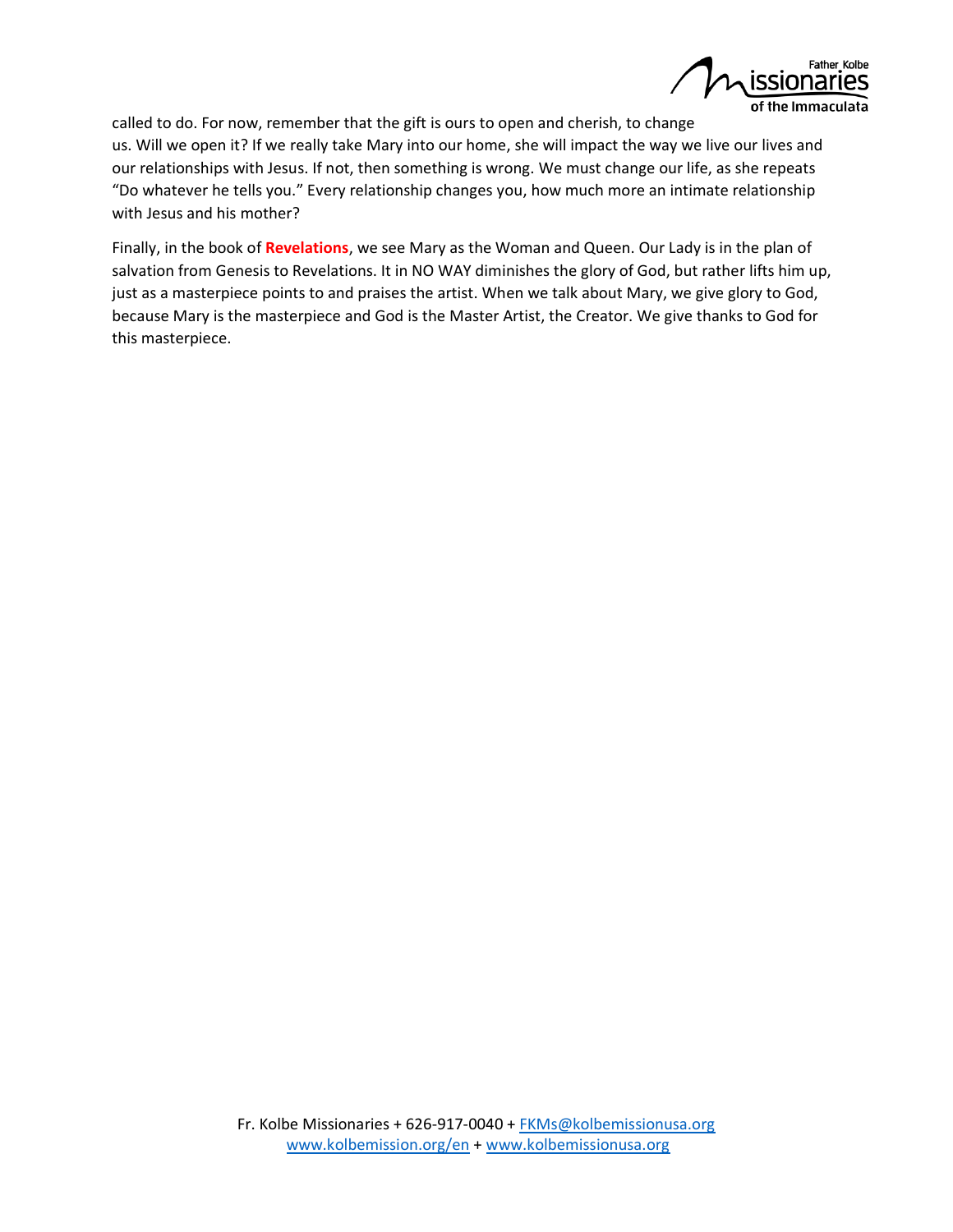called to do. For now, remember that the gift is ours to open and cherish, to change us. Will we open it? If we really take Mary into our home, she will impact the way we live our lives and our relationships with Jesus. If not, then something is wrong. We must change our life, as she repeats "Do whatever he tells you." Every relationship changes you, how much more an intimate relationship with Jesus and his mother?

Finally, in the book of **Revelations**, we see Mary as the Woman and Queen. Our Lady is in the plan of salvation from Genesis to Revelations. It in NO WAY diminishes the glory of God, but rather lifts him up, just as a masterpiece points to and praises the artist. When we talk about Mary, we give glory to God, because Mary is the masterpiece and God is the Master Artist, the Creator. We give thanks to God for this masterpiece.